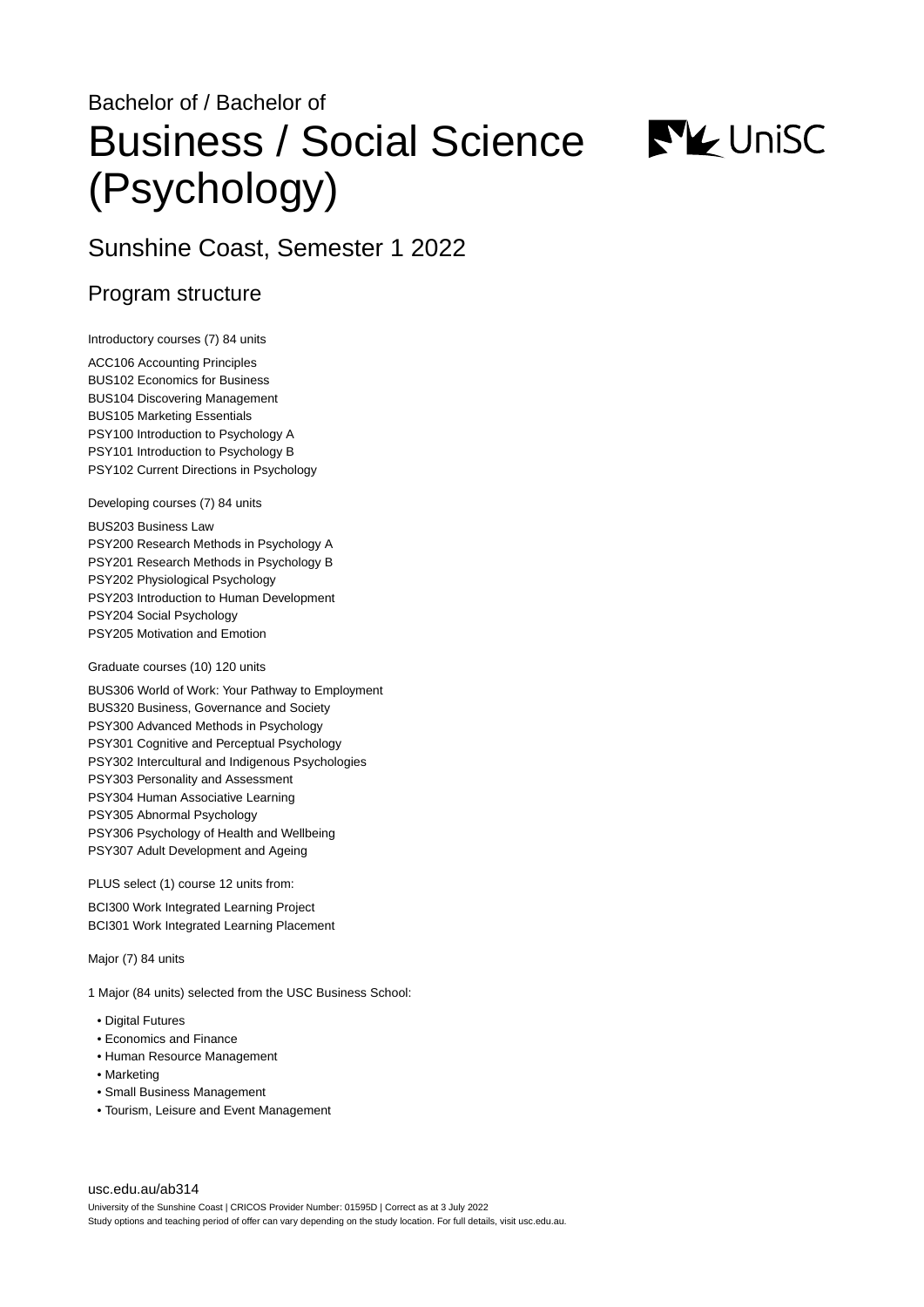Bachelor of / Bachelor of

# Business / Social Science (Psychology)

## Sunshine Coast, Semester 1 2022

## Program structure

Introductory courses (7) 84 units

ACC106 Accounting Principles
BUS102 Economics for Business
BUS104 Discovering Management
BUS105 Marketing Essentials
PSY100 Introduction to Psychology A
PSY101 Introduction to Psychology B
PSY102 Current Directions in Psychology

Developing courses (7) 84 units

BUS203 Business Law
PSY200 Research Methods in Psychology A
PSY201 Research Methods in Psychology B
PSY202 Physiological Psychology
PSY203 Introduction to Human Development
PSY204 Social Psychology
PSY205 Motivation and Emotion

Graduate courses (10) 120 units

BUS306 World of Work: Your Pathway to Employment
BUS320 Business, Governance and Society
PSY300 Advanced Methods in Psychology
PSY301 Cognitive and Perceptual Psychology
PSY302 Intercultural and Indigenous Psychologies
PSY303 Personality and Assessment
PSY304 Human Associative Learning
PSY305 Abnormal Psychology
PSY306 Psychology of Health and Wellbeing
PSY307 Adult Development and Ageing

PLUS select (1) course 12 units from:

BCI300 Work Integrated Learning Project
BCI301 Work Integrated Learning Placement

Major (7) 84 units

1 Major (84 units) selected from the USC Business School:

- Digital Futures
- Economics and Finance
- Human Resource Management
- Marketing
- Small Business Management
- Tourism, Leisure and Event Management

usc.edu.au/ab314

University of the Sunshine Coast | CRICOS Provider Number: 01595D | Correct as at 3 July 2022
Study options and teaching period of offer can vary depending on the study location. For full details, visit usc.edu.au.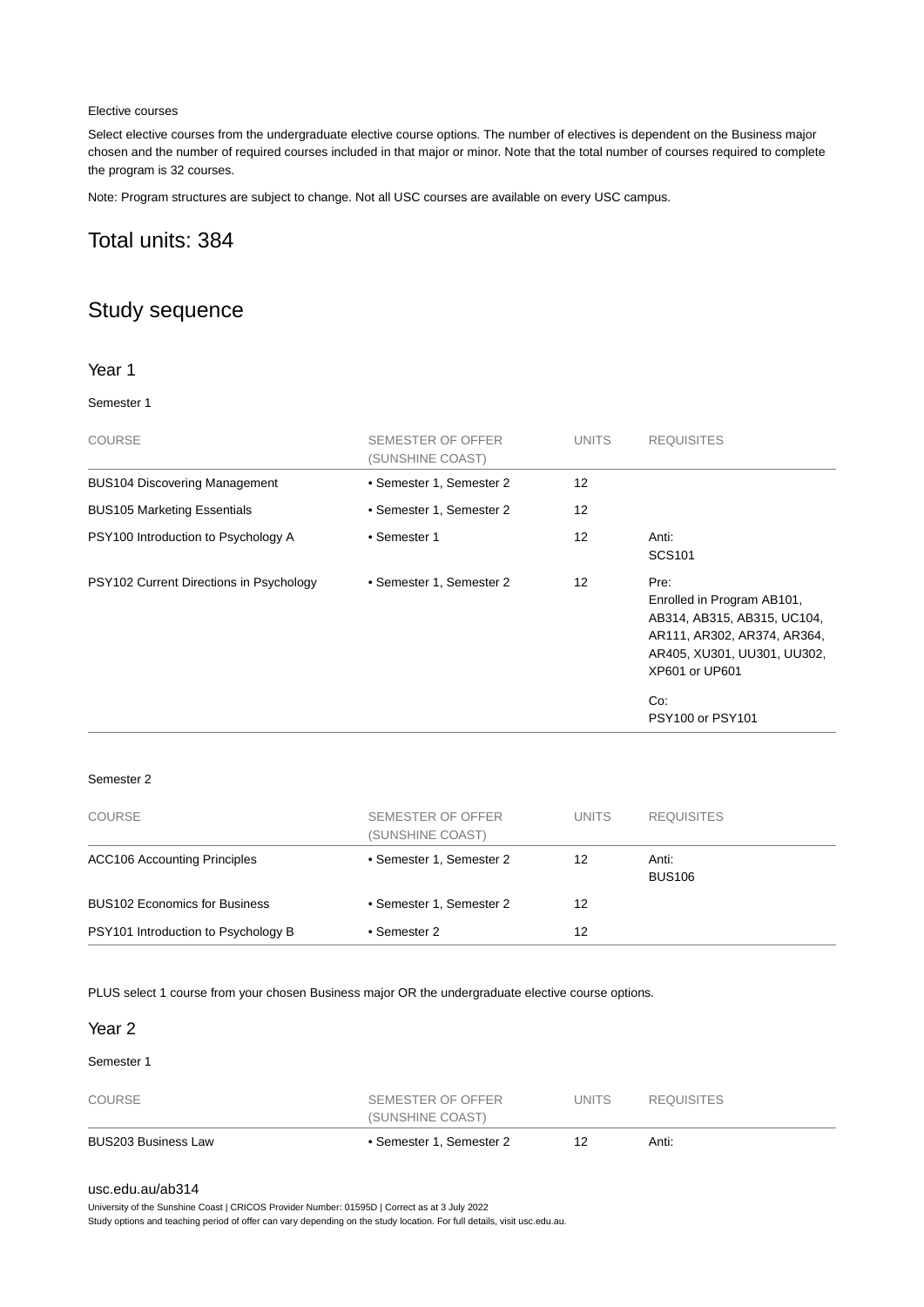Elective courses

Select elective courses from the undergraduate elective course options. The number of electives is dependent on the Business major chosen and the number of required courses included in that major or minor. Note that the total number of courses required to complete the program is 32 courses.

Note: Program structures are subject to change. Not all USC courses are available on every USC campus.

## Total units: 384

## Study sequence

### Year 1

Semester 1

| COURSE | SEMESTER OF OFFER (SUNSHINE COAST) | UNITS | REQUISITES |
|---|---|---|---|
| BUS104 Discovering Management | • Semester 1, Semester 2 | 12 | |
| BUS105 Marketing Essentials | • Semester 1, Semester 2 | 12 | |
| PSY100 Introduction to Psychology A | • Semester 1 | 12 | Anti: SCS101 |
| PSY102 Current Directions in Psychology | • Semester 1, Semester 2 | 12 | Pre: Enrolled in Program AB101, AB314, AB315, UC104, AR111, AR302, AR374, AR364, AR405, XU301, UU301, UU302, XP601 or UP601<br><br>Co: PSY100 or PSY101 |

Semester 2

| COURSE | SEMESTER OF OFFER (SUNSHINE COAST) | UNITS | REQUISITES |
|---|---|---|---|
| ACC106 Accounting Principles | • Semester 1, Semester 2 | 12 | Anti: BUS106 |
| BUS102 Economics for Business | • Semester 1, Semester 2 | 12 | |
| PSY101 Introduction to Psychology B | • Semester 2 | 12 | |

PLUS select 1 course from your chosen Business major OR the undergraduate elective course options.

### Year 2

Semester 1

| COURSE | SEMESTER OF OFFER (SUNSHINE COAST) | UNITS | REQUISITES |
|---|---|---|---|
| BUS203 Business Law | • Semester 1, Semester 2 | 12 | Anti: |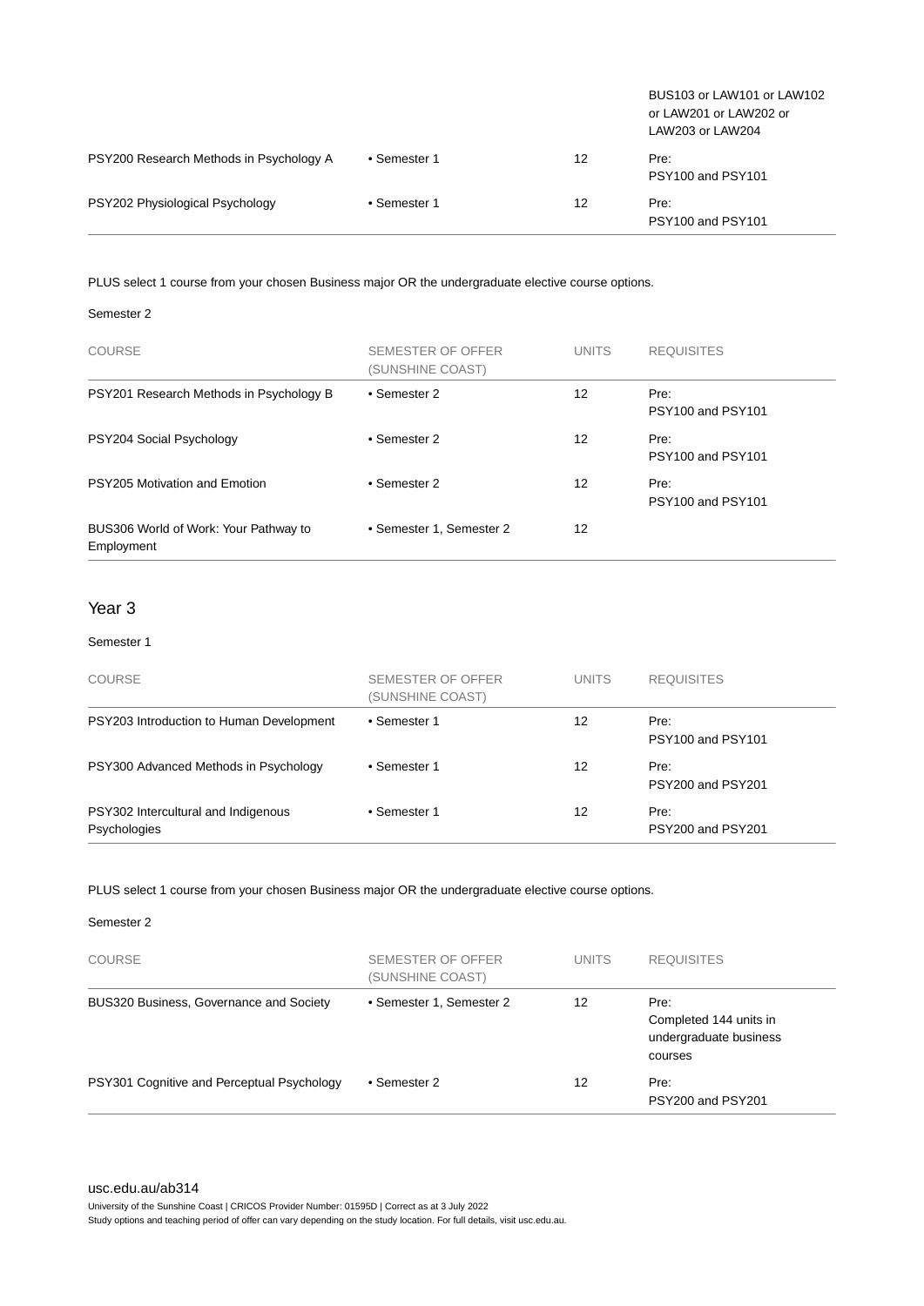| COURSE | SEMESTER OF OFFER (SUNSHINE COAST) | UNITS | REQUISITES |
|---|---|---|---|
| | | | BUS103 or LAW101 or LAW102 or LAW201 or LAW202 or LAW203 or LAW204 |
| PSY200 Research Methods in Psychology A | • Semester 1 | 12 | Pre: PSY100 and PSY101 |
| PSY202 Physiological Psychology | • Semester 1 | 12 | Pre: PSY100 and PSY101 |

PLUS select 1 course from your chosen Business major OR the undergraduate elective course options.

Semester 2

| COURSE | SEMESTER OF OFFER (SUNSHINE COAST) | UNITS | REQUISITES |
|---|---|---|---|
| PSY201 Research Methods in Psychology B | • Semester 2 | 12 | Pre: PSY100 and PSY101 |
| PSY204 Social Psychology | • Semester 2 | 12 | Pre: PSY100 and PSY101 |
| PSY205 Motivation and Emotion | • Semester 2 | 12 | Pre: PSY100 and PSY101 |
| BUS306 World of Work: Your Pathway to Employment | • Semester 1, Semester 2 | 12 | |

## Year 3

Semester 1

| COURSE | SEMESTER OF OFFER (SUNSHINE COAST) | UNITS | REQUISITES |
|---|---|---|---|
| PSY203 Introduction to Human Development | • Semester 1 | 12 | Pre: PSY100 and PSY101 |
| PSY300 Advanced Methods in Psychology | • Semester 1 | 12 | Pre: PSY200 and PSY201 |
| PSY302 Intercultural and Indigenous Psychologies | • Semester 1 | 12 | Pre: PSY200 and PSY201 |

PLUS select 1 course from your chosen Business major OR the undergraduate elective course options.

Semester 2

| COURSE | SEMESTER OF OFFER (SUNSHINE COAST) | UNITS | REQUISITES |
|---|---|---|---|
| BUS320 Business, Governance and Society | • Semester 1, Semester 2 | 12 | Pre: Completed 144 units in undergraduate business courses |
| PSY301 Cognitive and Perceptual Psychology | • Semester 2 | 12 | Pre: PSY200 and PSY201 |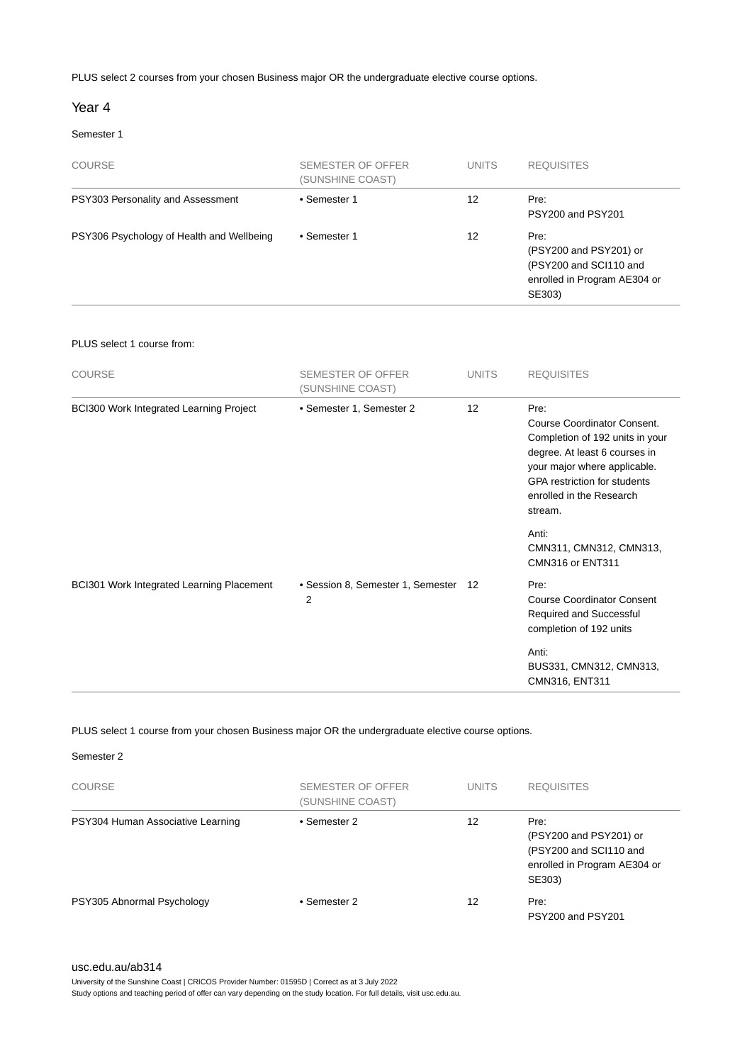PLUS select 2 courses from your chosen Business major OR the undergraduate elective course options.

## Year 4

### Semester 1

| COURSE | SEMESTER OF OFFER (SUNSHINE COAST) | UNITS | REQUISITES |
|---|---|---|---|
| PSY303 Personality and Assessment | • Semester 1 | 12 | Pre: PSY200 and PSY201 |
| PSY306 Psychology of Health and Wellbeing | • Semester 1 | 12 | Pre: (PSY200 and PSY201) or (PSY200 and SCI110 and enrolled in Program AE304 or SE303) |

PLUS select 1 course from:

| COURSE | SEMESTER OF OFFER (SUNSHINE COAST) | UNITS | REQUISITES |
|---|---|---|---|
| BCI300 Work Integrated Learning Project | • Semester 1, Semester 2 | 12 | Pre: Course Coordinator Consent. Completion of 192 units in your degree. At least 6 courses in your major where applicable. GPA restriction for students enrolled in the Research stream. Anti: CMN311, CMN312, CMN313, CMN316 or ENT311 |
| BCI301 Work Integrated Learning Placement | • Session 8, Semester 1, Semester 2 | 12 | Pre: Course Coordinator Consent Required and Successful completion of 192 units Anti: BUS331, CMN312, CMN313, CMN316, ENT311 |

PLUS select 1 course from your chosen Business major OR the undergraduate elective course options.

### Semester 2

| COURSE | SEMESTER OF OFFER (SUNSHINE COAST) | UNITS | REQUISITES |
|---|---|---|---|
| PSY304 Human Associative Learning | • Semester 2 | 12 | Pre: (PSY200 and PSY201) or (PSY200 and SCI110 and enrolled in Program AE304 or SE303) |
| PSY305 Abnormal Psychology | • Semester 2 | 12 | Pre: PSY200 and PSY201 |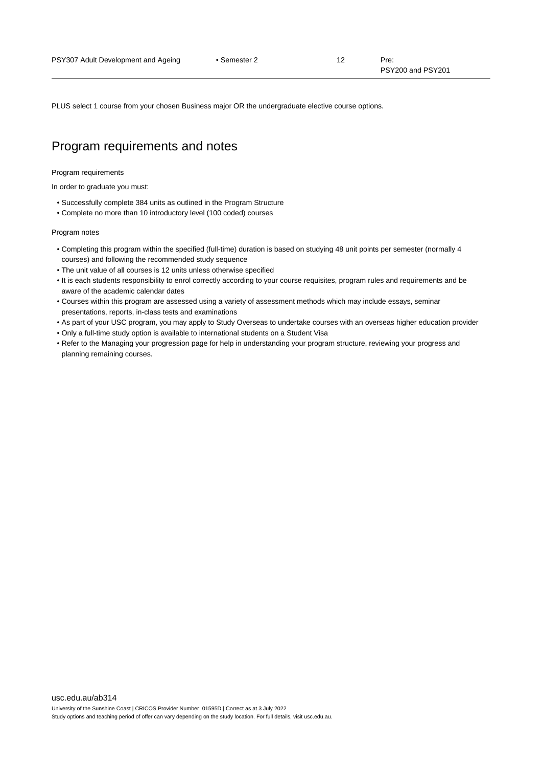| | | | |
|---|---|---|---|
| PSY307 Adult Development and Ageing | • Semester 2 | 12 | Pre: PSY200 and PSY201 |

PLUS select 1 course from your chosen Business major OR the undergraduate elective course options.

## Program requirements and notes

Program requirements

In order to graduate you must:

- Successfully complete 384 units as outlined in the Program Structure
- Complete no more than 10 introductory level (100 coded) courses

Program notes

- Completing this program within the specified (full-time) duration is based on studying 48 unit points per semester (normally 4 courses) and following the recommended study sequence
- The unit value of all courses is 12 units unless otherwise specified
- It is each students responsibility to enrol correctly according to your course requisites, program rules and requirements and be aware of the academic calendar dates
- Courses within this program are assessed using a variety of assessment methods which may include essays, seminar presentations, reports, in-class tests and examinations
- As part of your USC program, you may apply to Study Overseas to undertake courses with an overseas higher education provider
- Only a full-time study option is available to international students on a Student Visa
- Refer to the Managing your progression page for help in understanding your program structure, reviewing your progress and planning remaining courses.